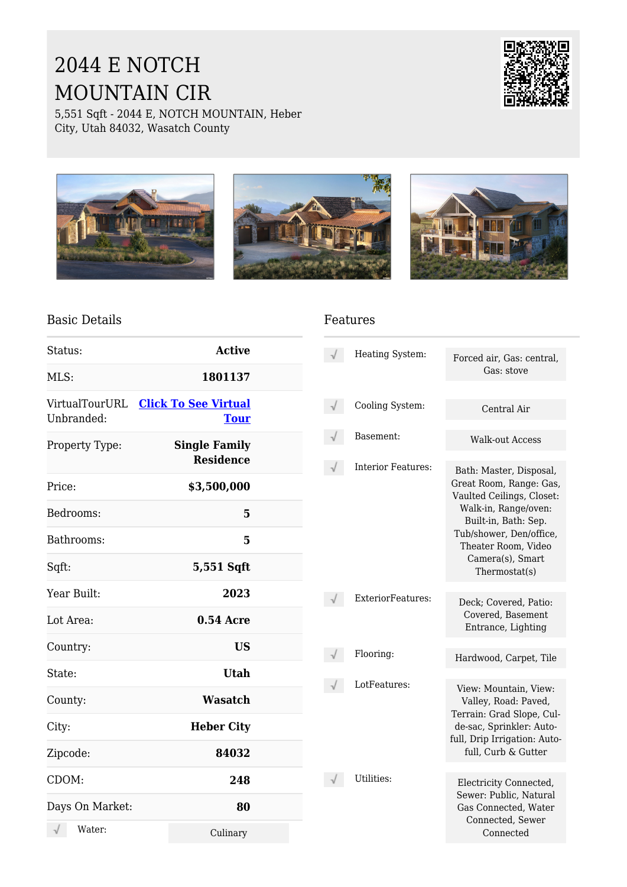# 2044 E NOTCH MOUNTAIN CIR

5,551 Sqft - 2044 E, NOTCH MOUNTAIN, Heber City, Utah 84032, Wasatch County

## Basic Details

| | |
|---|---|
| Status: | **Active** |
| MLS: | **1801137** |
| VirtualTourURL Unbranded: | **Click To See Virtual Tour** |
| Property Type: | **Single Family Residence** |
| Price: | **$3,500,000** |
| Bedrooms: | **5** |
| Bathrooms: | **5** |
| Sqft: | **5,551 Sqft** |
| Year Built: | **2023** |
| Lot Area: | **0.54 Acre** |
| Country: | **US** |
| State: | **Utah** |
| County: | **Wasatch** |
| City: | **Heber City** |
| Zipcode: | **84032** |
| CDOM: | **248** |
| Days On Market: | **80** |
| Water: | Culinary |

## Features

| | |
|---|---|
| Heating System: | Forced air, Gas: central, Gas: stove |
| Cooling System: | Central Air |
| Basement: | Walk-out Access |
| Interior Features: | Bath: Master, Disposal, Great Room, Range: Gas, Vaulted Ceilings, Closet: Walk-in, Range/oven: Built-in, Bath: Sep. Tub/shower, Den/office, Theater Room, Video Camera(s), Smart Thermostat(s) |
| ExteriorFeatures: | Deck; Covered, Patio: Covered, Basement Entrance, Lighting |
| Flooring: | Hardwood, Carpet, Tile |
| LotFeatures: | View: Mountain, View: Valley, Road: Paved, Terrain: Grad Slope, Cul-de-sac, Sprinkler: Auto-full, Drip Irrigation: Auto-full, Curb & Gutter |
| Utilities: | Electricity Connected, Sewer: Public, Natural Gas Connected, Water Connected, Sewer Connected |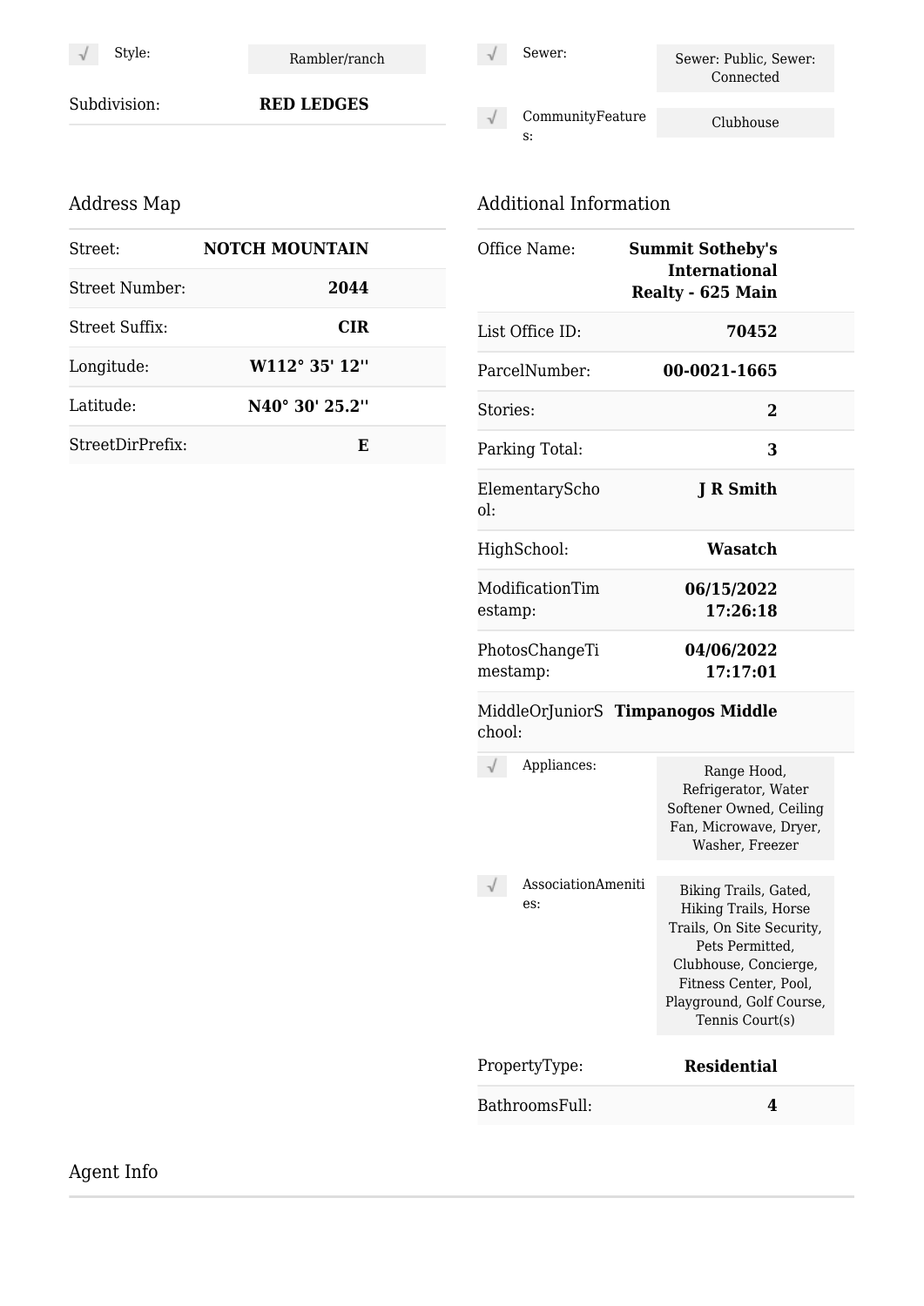| | | |
|---|---|---|
| √ | Style: | Rambler/ranch |

| | |
|---|---|
| Subdivision: | **RED LEDGES** |

| | | |
|---|---|---|
| √ | Sewer: | Sewer: Public, Sewer: Connected |
| √ | CommunityFeatures: | Clubhouse |

## Address Map

| | |
|---|---|
| Street: | **NOTCH MOUNTAIN** |
| Street Number: | **2044** |
| Street Suffix: | **CIR** |
| Longitude: | **W112° 35' 12''** |
| Latitude: | **N40° 30' 25.2''** |
| StreetDirPrefix: | **E** |

## Additional Information

| | |
|---|---|
| Office Name: | **Summit Sotheby's International Realty - 625 Main** |
| List Office ID: | **70452** |
| ParcelNumber: | **00-0021-1665** |
| Stories: | **2** |
| Parking Total: | **3** |
| ElementarySchool: | **J R Smith** |
| HighSchool: | **Wasatch** |
| ModificationTimestamp: | **06/15/2022 17:26:18** |
| PhotosChangeTimestamp: | **04/06/2022 17:17:01** |
| MiddleOrJuniorSchool: | **Timpanogos Middle** |

| | | |
|---|---|---|
| √ | Appliances: | Range Hood, Refrigerator, Water Softener Owned, Ceiling Fan, Microwave, Dryer, Washer, Freezer |
| √ | AssociationAmenities: | Biking Trails, Gated, Hiking Trails, Horse Trails, On Site Security, Pets Permitted, Clubhouse, Concierge, Fitness Center, Pool, Playground, Golf Course, Tennis Court(s) |

| | |
|---|---|
| PropertyType: | **Residential** |
| BathroomsFull: | **4** |

## Agent Info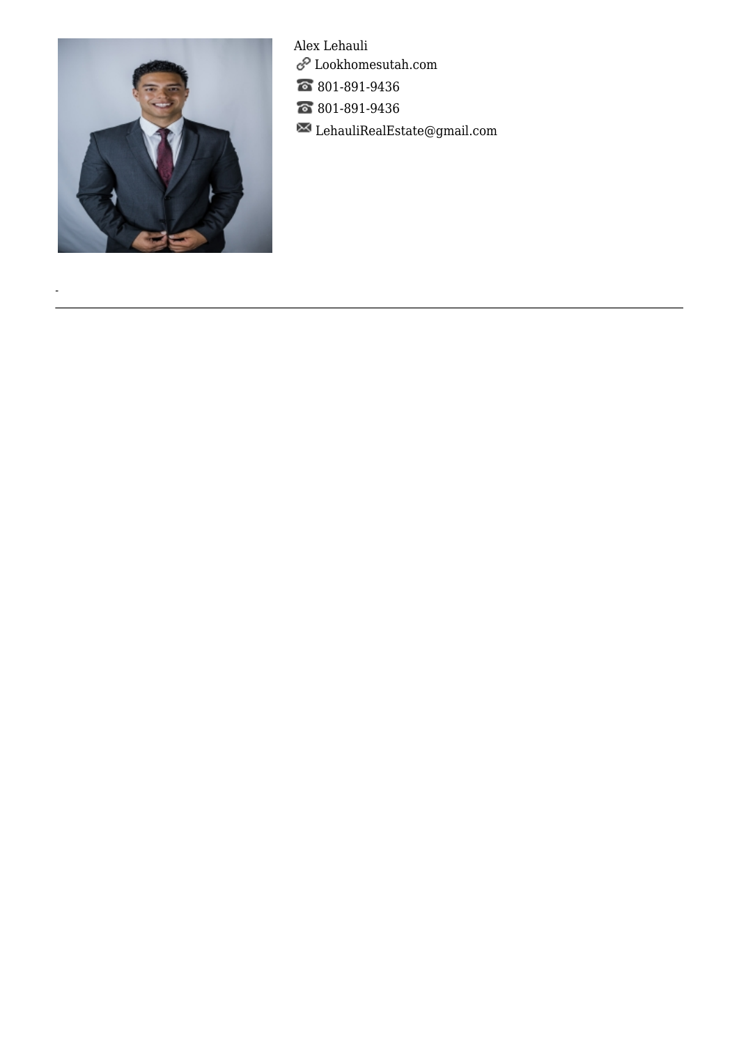Alex Lehauli

🔗 Lookhomesutah.com

☎ 801-891-9436

☎ 801-891-9436

✉ LehauliRealEstate@gmail.com

-

---